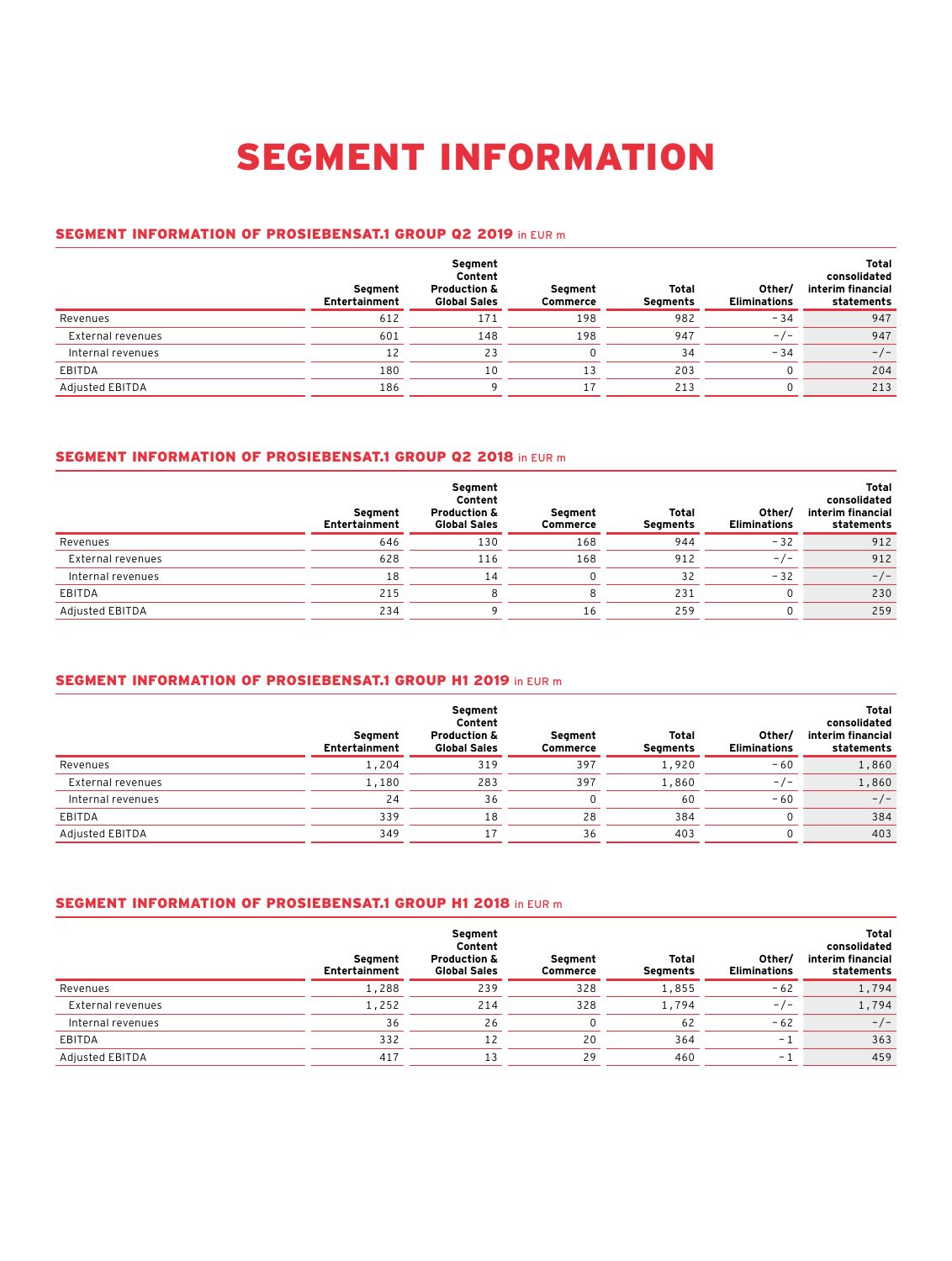# SEGMENT INFORMATION

## SEGMENT INFORMATION OF PROSIEBENSAT.1 GROUP Q2 2019 in EUR m

| | Segment Entertainment | Segment Content Production & Global Sales | Segment Commerce | Total Segments | Other/ Eliminations | Total consolidated interim financial statements |
|---|---|---|---|---|---|---|
| Revenues | 612 | 171 | 198 | 982 | -34 | 947 |
| External revenues | 601 | 148 | 198 | 947 | -/- | 947 |
| Internal revenues | 12 | 23 | 0 | 34 | -34 | -/- |
| EBITDA | 180 | 10 | 13 | 203 | 0 | 204 |
| Adjusted EBITDA | 186 | 9 | 17 | 213 | 0 | 213 |

## SEGMENT INFORMATION OF PROSIEBENSAT.1 GROUP Q2 2018 in EUR m

| | Segment Entertainment | Segment Content Production & Global Sales | Segment Commerce | Total Segments | Other/ Eliminations | Total consolidated interim financial statements |
|---|---|---|---|---|---|---|
| Revenues | 646 | 130 | 168 | 944 | -32 | 912 |
| External revenues | 628 | 116 | 168 | 912 | -/- | 912 |
| Internal revenues | 18 | 14 | 0 | 32 | -32 | -/- |
| EBITDA | 215 | 8 | 8 | 231 | 0 | 230 |
| Adjusted EBITDA | 234 | 9 | 16 | 259 | 0 | 259 |

## SEGMENT INFORMATION OF PROSIEBENSAT.1 GROUP H1 2019 in EUR m

| | Segment Entertainment | Segment Content Production & Global Sales | Segment Commerce | Total Segments | Other/ Eliminations | Total consolidated interim financial statements |
|---|---|---|---|---|---|---|
| Revenues | 1,204 | 319 | 397 | 1,920 | -60 | 1,860 |
| External revenues | 1,180 | 283 | 397 | 1,860 | -/- | 1,860 |
| Internal revenues | 24 | 36 | 0 | 60 | -60 | -/- |
| EBITDA | 339 | 18 | 28 | 384 | 0 | 384 |
| Adjusted EBITDA | 349 | 17 | 36 | 403 | 0 | 403 |

## SEGMENT INFORMATION OF PROSIEBENSAT.1 GROUP H1 2018 in EUR m

| | Segment Entertainment | Segment Content Production & Global Sales | Segment Commerce | Total Segments | Other/ Eliminations | Total consolidated interim financial statements |
|---|---|---|---|---|---|---|
| Revenues | 1,288 | 239 | 328 | 1,855 | -62 | 1,794 |
| External revenues | 1,252 | 214 | 328 | 1,794 | -/- | 1,794 |
| Internal revenues | 36 | 26 | 0 | 62 | -62 | -/- |
| EBITDA | 332 | 12 | 20 | 364 | -1 | 363 |
| Adjusted EBITDA | 417 | 13 | 29 | 460 | -1 | 459 |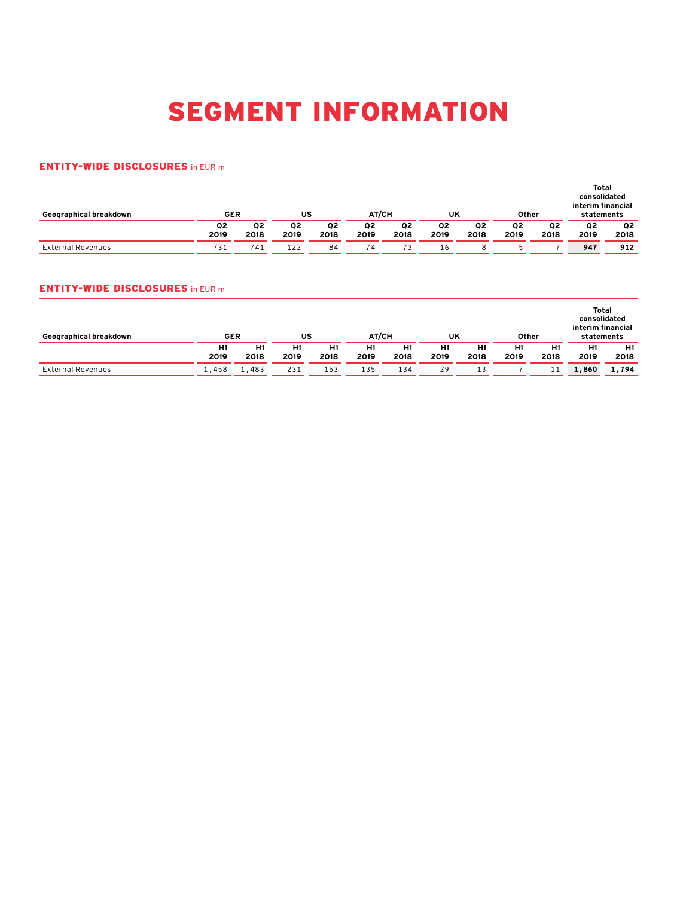# SEGMENT INFORMATION

## ENTITY-WIDE DISCLOSURES in EUR m

| Geographical breakdown | GER | | US | | AT/CH | | UK | | Other | | Total consolidated interim financial statements | |
|---|---|---|---|---|---|---|---|---|---|---|---|---|
| | Q2 2019 | Q2 2018 | Q2 2019 | Q2 2018 | Q2 2019 | Q2 2018 | Q2 2019 | Q2 2018 | Q2 2019 | Q2 2018 | Q2 2019 | Q2 2018 |
| External Revenues | 731 | 741 | 122 | 84 | 74 | 73 | 16 | 8 | 5 | 7 | **947** | **912** |

## ENTITY-WIDE DISCLOSURES in EUR m

| Geographical breakdown | GER | | US | | AT/CH | | UK | | Other | | Total consolidated interim financial statements | |
|---|---|---|---|---|---|---|---|---|---|---|---|---|
| | H1 2019 | H1 2018 | H1 2019 | H1 2018 | H1 2019 | H1 2018 | H1 2019 | H1 2018 | H1 2019 | H1 2018 | H1 2019 | H1 2018 |
| External Revenues | 1,458 | 1,483 | 231 | 153 | 135 | 134 | 29 | 13 | 7 | 11 | **1,860** | **1,794** |